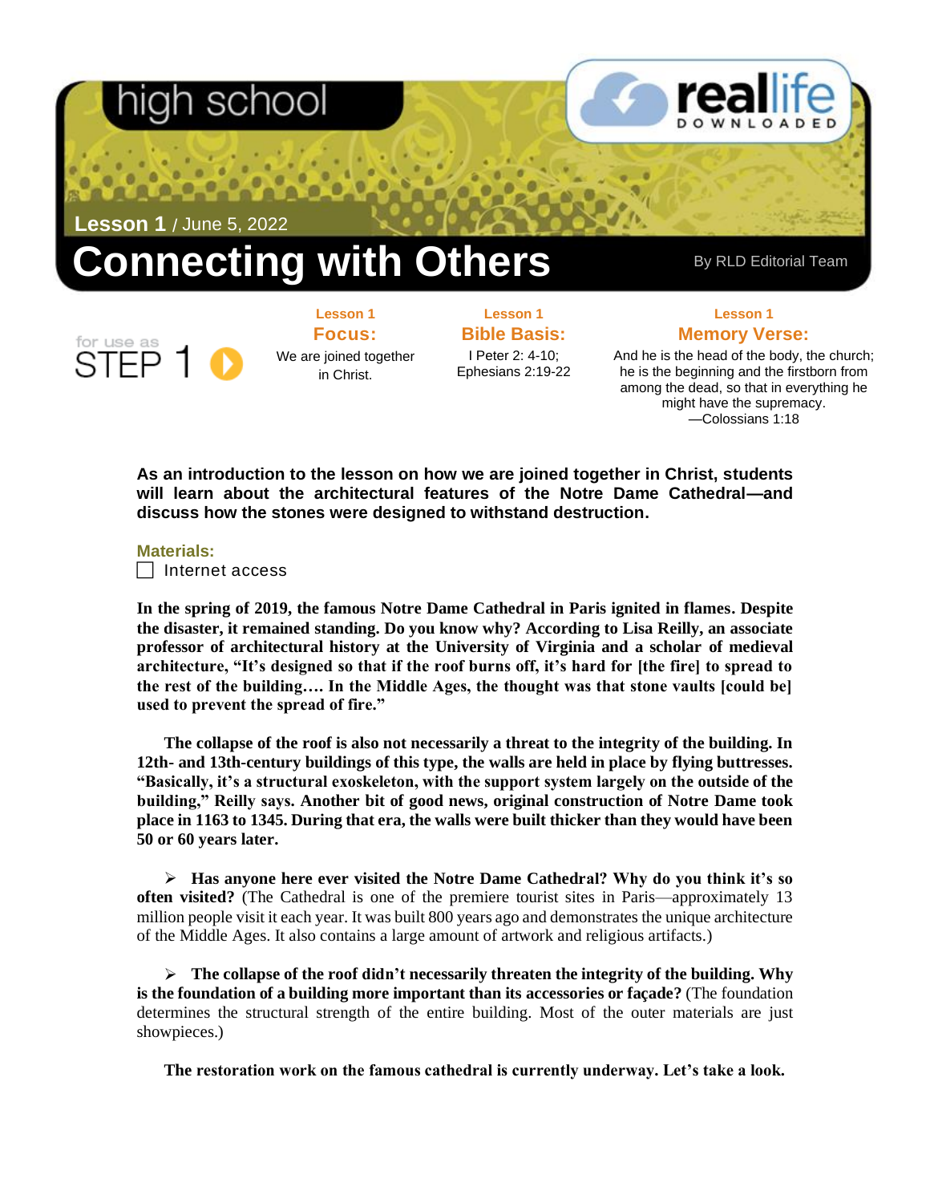high school

reallife DOWNLOADED

**Lesson 1** / June 5, 2022

# Connecting with Others

By RLD Editorial Team

for use as STEP 1

**Lesson 1**
**Focus:**
We are joined together in Christ.

**Lesson 1**
**Bible Basis:**
I Peter 2: 4-10; Ephesians 2:19-22

**Lesson 1**
**Memory Verse:**
And he is the head of the body, the church; he is the beginning and the firstborn from among the dead, so that in everything he might have the supremacy.
—Colossians 1:18

**As an introduction to the lesson on how we are joined together in Christ, students will learn about the architectural features of the Notre Dame Cathedral—and discuss how the stones were designed to withstand destruction.**

**Materials:**

- [ ] Internet access

**In the spring of 2019, the famous Notre Dame Cathedral in Paris ignited in flames. Despite the disaster, it remained standing. Do you know why? According to Lisa Reilly, an associate professor of architectural history at the University of Virginia and a scholar of medieval architecture, "It's designed so that if the roof burns off, it's hard for [the fire] to spread to the rest of the building…. In the Middle Ages, the thought was that stone vaults [could be] used to prevent the spread of fire."**

**The collapse of the roof is also not necessarily a threat to the integrity of the building. In 12th- and 13th-century buildings of this type, the walls are held in place by flying buttresses. "Basically, it's a structural exoskeleton, with the support system largely on the outside of the building," Reilly says. Another bit of good news, original construction of Notre Dame took place in 1163 to 1345. During that era, the walls were built thicker than they would have been 50 or 60 years later.**

- **Has anyone here ever visited the Notre Dame Cathedral? Why do you think it's so often visited?** (The Cathedral is one of the premiere tourist sites in Paris—approximately 13 million people visit it each year. It was built 800 years ago and demonstrates the unique architecture of the Middle Ages. It also contains a large amount of artwork and religious artifacts.)

- **The collapse of the roof didn't necessarily threaten the integrity of the building. Why is the foundation of a building more important than its accessories or façade?** (The foundation determines the structural strength of the entire building. Most of the outer materials are just showpieces.)

**The restoration work on the famous cathedral is currently underway. Let's take a look.**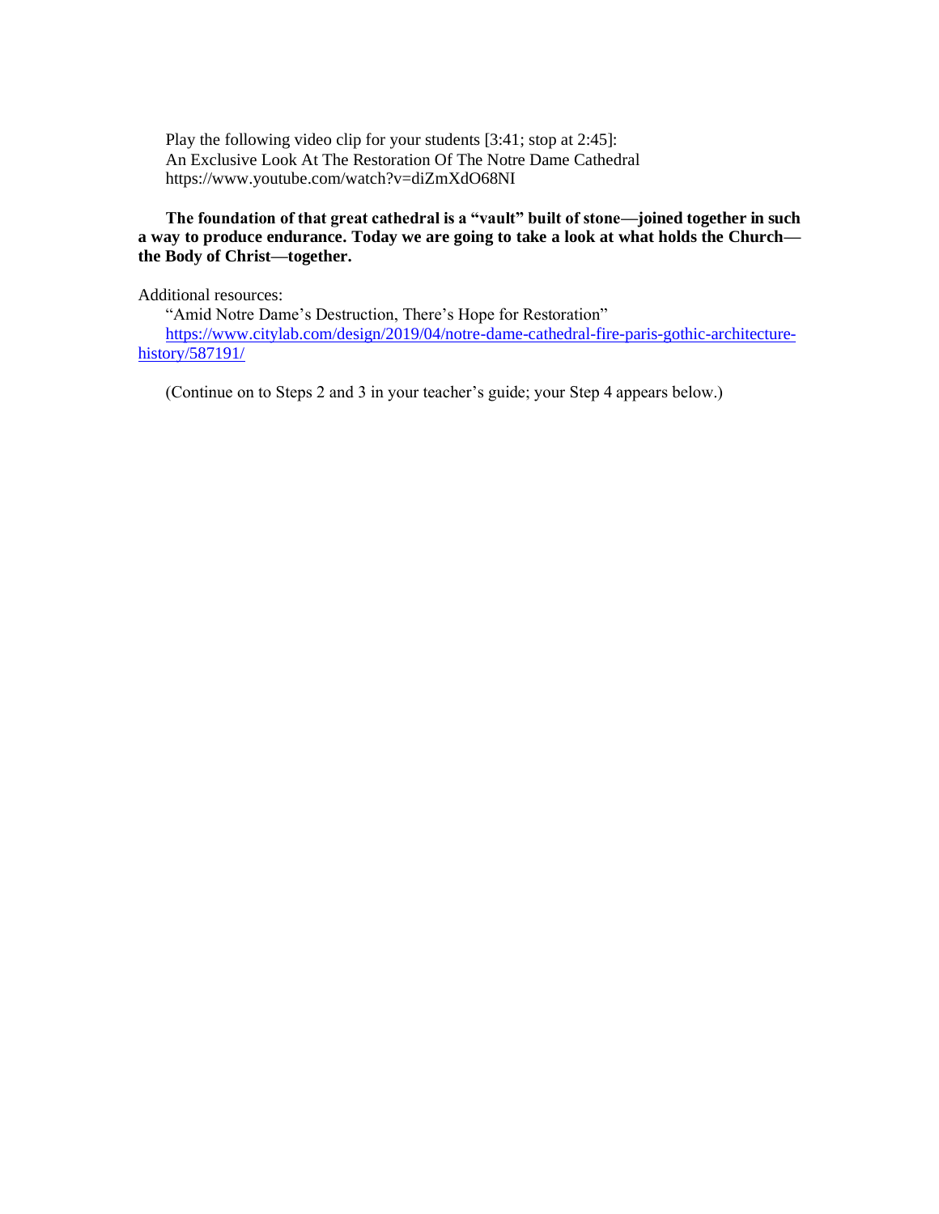Play the following video clip for your students [3:41; stop at 2:45]:
An Exclusive Look At The Restoration Of The Notre Dame Cathedral
https://www.youtube.com/watch?v=diZmXdO68NI

**The foundation of that great cathedral is a "vault" built of stone—joined together in such a way to produce endurance. Today we are going to take a look at what holds the Church—the Body of Christ—together.**

Additional resources:
"Amid Notre Dame's Destruction, There's Hope for Restoration"
[https://www.citylab.com/design/2019/04/notre-dame-cathedral-fire-paris-gothic-architecture-history/587191/](https://www.citylab.com/design/2019/04/notre-dame-cathedral-fire-paris-gothic-architecture-history/587191/)

(Continue on to Steps 2 and 3 in your teacher's guide; your Step 4 appears below.)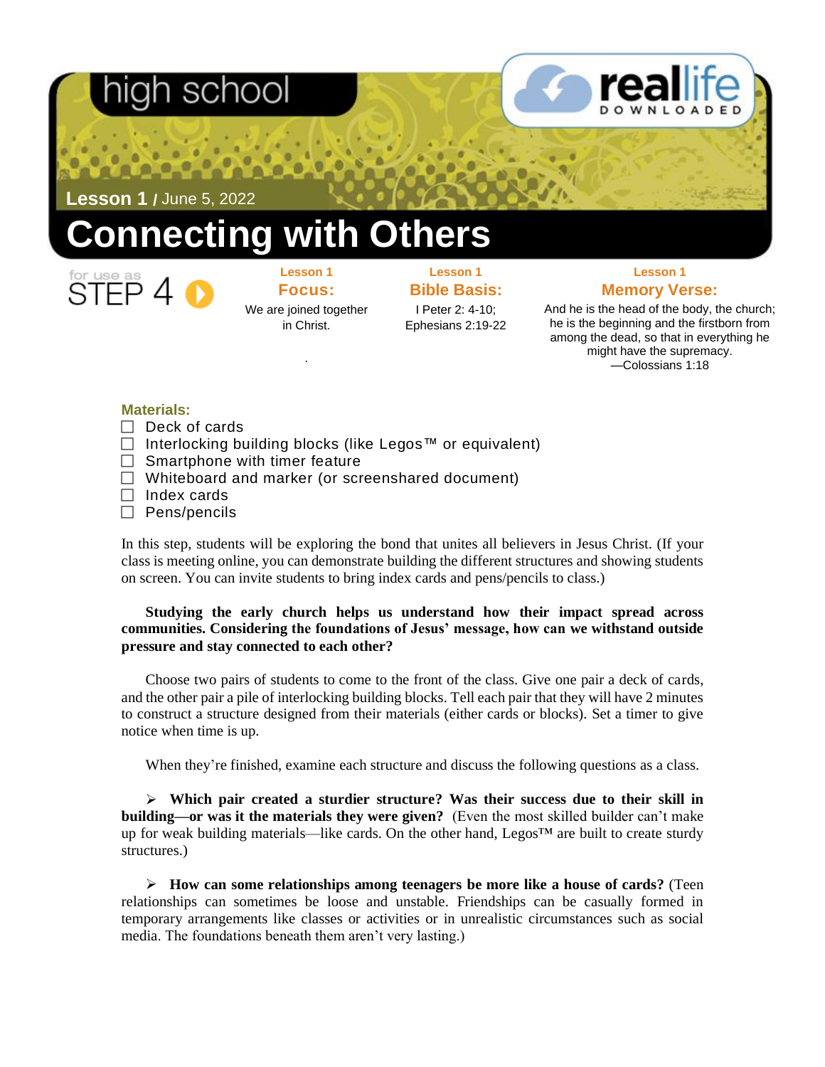high school

**Lesson 1** / June 5, 2022

# Connecting with Others

for use as STEP 4

**Lesson 1**
**Focus:**
We are joined together in Christ.

**Lesson 1**
**Bible Basis:**
I Peter 2: 4-10; Ephesians 2:19-22

**Lesson 1**
**Memory Verse:**
And he is the head of the body, the church; he is the beginning and the firstborn from among the dead, so that in everything he might have the supremacy.
—Colossians 1:18

**Materials:**

- ☐ Deck of cards
- ☐ Interlocking building blocks (like Legos™ or equivalent)
- ☐ Smartphone with timer feature
- ☐ Whiteboard and marker (or screenshared document)
- ☐ Index cards
- ☐ Pens/pencils

In this step, students will be exploring the bond that unites all believers in Jesus Christ. (If your class is meeting online, you can demonstrate building the different structures and showing students on screen. You can invite students to bring index cards and pens/pencils to class.)

**Studying the early church helps us understand how their impact spread across communities. Considering the foundations of Jesus' message, how can we withstand outside pressure and stay connected to each other?**

Choose two pairs of students to come to the front of the class. Give one pair a deck of cards, and the other pair a pile of interlocking building blocks. Tell each pair that they will have 2 minutes to construct a structure designed from their materials (either cards or blocks). Set a timer to give notice when time is up.

When they're finished, examine each structure and discuss the following questions as a class.

- **Which pair created a sturdier structure? Was their success due to their skill in building—or was it the materials they were given?** (Even the most skilled builder can't make up for weak building materials—like cards. On the other hand, Legos™ are built to create sturdy structures.)

- **How can some relationships among teenagers be more like a house of cards?** (Teen relationships can sometimes be loose and unstable. Friendships can be casually formed in temporary arrangements like classes or activities or in unrealistic circumstances such as social media. The foundations beneath them aren't very lasting.)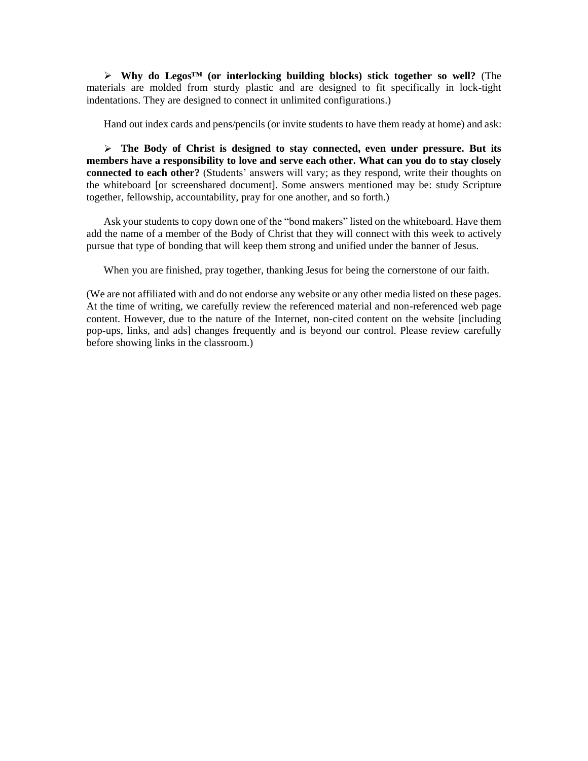- **Why do Legos™ (or interlocking building blocks) stick together so well?** (The materials are molded from sturdy plastic and are designed to fit specifically in lock-tight indentations. They are designed to connect in unlimited configurations.)

Hand out index cards and pens/pencils (or invite students to have them ready at home) and ask:

- **The Body of Christ is designed to stay connected, even under pressure. But its members have a responsibility to love and serve each other. What can you do to stay closely connected to each other?** (Students' answers will vary; as they respond, write their thoughts on the whiteboard [or screenshared document]. Some answers mentioned may be: study Scripture together, fellowship, accountability, pray for one another, and so forth.)

Ask your students to copy down one of the "bond makers" listed on the whiteboard. Have them add the name of a member of the Body of Christ that they will connect with this week to actively pursue that type of bonding that will keep them strong and unified under the banner of Jesus.

When you are finished, pray together, thanking Jesus for being the cornerstone of our faith.

(We are not affiliated with and do not endorse any website or any other media listed on these pages. At the time of writing, we carefully review the referenced material and non-referenced web page content. However, due to the nature of the Internet, non-cited content on the website [including pop-ups, links, and ads] changes frequently and is beyond our control. Please review carefully before showing links in the classroom.)